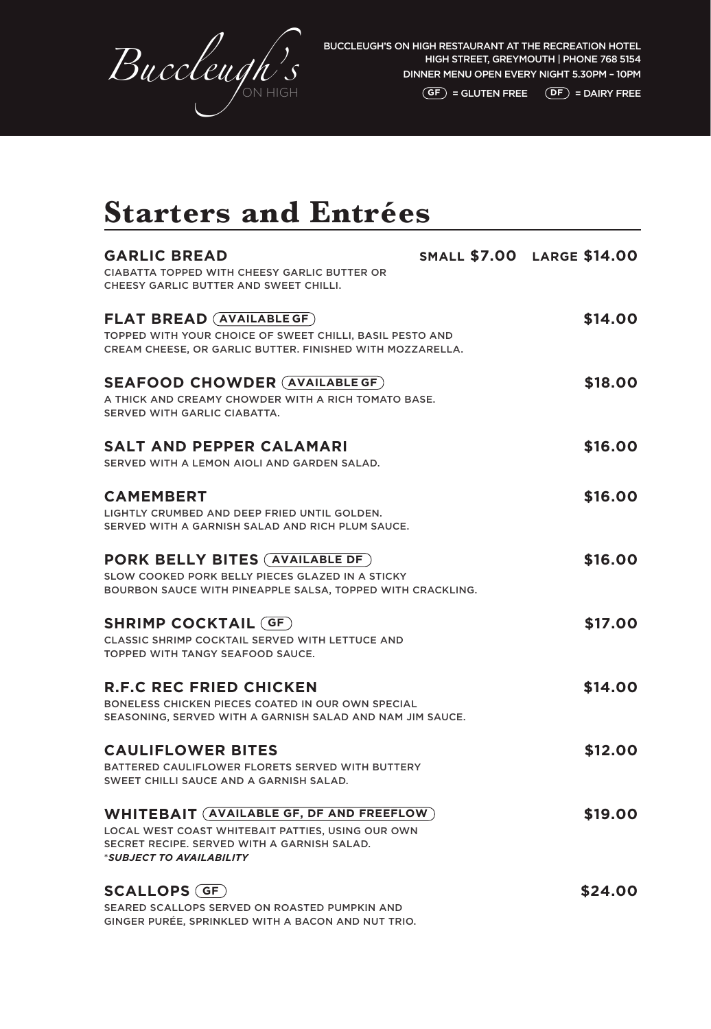Buccleugh's ON HIGH

BUCCLEUGH'S ON HIGH RESTAURANT AT THE RECREATION HOTEL
HIGH STREET, GREYMOUTH | PHONE 768 5154
DINNER MENU OPEN EVERY NIGHT 5.30PM – 10PM

(GF) = GLUTEN FREE (DF) = DAIRY FREE

# Starters and Entrées

**GARLIC BREAD** — **SMALL $7.00** **LARGE $14.00**
CIABATTA TOPPED WITH CHEESY GARLIC BUTTER OR CHEESY GARLIC BUTTER AND SWEET CHILLI.

**FLAT BREAD (AVAILABLE GF)** — **$14.00**
TOPPED WITH YOUR CHOICE OF SWEET CHILLI, BASIL PESTO AND CREAM CHEESE, OR GARLIC BUTTER. FINISHED WITH MOZZARELLA.

**SEAFOOD CHOWDER (AVAILABLE GF)** — **$18.00**
A THICK AND CREAMY CHOWDER WITH A RICH TOMATO BASE. SERVED WITH GARLIC CIABATTA.

**SALT AND PEPPER CALAMARI** — **$16.00**
SERVED WITH A LEMON AIOLI AND GARDEN SALAD.

**CAMEMBERT** — **$16.00**
LIGHTLY CRUMBED AND DEEP FRIED UNTIL GOLDEN. SERVED WITH A GARNISH SALAD AND RICH PLUM SAUCE.

**PORK BELLY BITES (AVAILABLE DF)** — **$16.00**
SLOW COOKED PORK BELLY PIECES GLAZED IN A STICKY BOURBON SAUCE WITH PINEAPPLE SALSA, TOPPED WITH CRACKLING.

**SHRIMP COCKTAIL (GF)** — **$17.00**
CLASSIC SHRIMP COCKTAIL SERVED WITH LETTUCE AND TOPPED WITH TANGY SEAFOOD SAUCE.

**R.F.C REC FRIED CHICKEN** — **$14.00**
BONELESS CHICKEN PIECES COATED IN OUR OWN SPECIAL SEASONING, SERVED WITH A GARNISH SALAD AND NAM JIM SAUCE.

**CAULIFLOWER BITES** — **$12.00**
BATTERED CAULIFLOWER FLORETS SERVED WITH BUTTERY SWEET CHILLI SAUCE AND A GARNISH SALAD.

**WHITEBAIT (AVAILABLE GF, DF AND FREEFLOW)** — **$19.00**
LOCAL WEST COAST WHITEBAIT PATTIES, USING OUR OWN SECRET RECIPE. SERVED WITH A GARNISH SALAD.
*\*SUBJECT TO AVAILABILITY*

**SCALLOPS (GF)** — **$24.00**
SEARED SCALLOPS SERVED ON ROASTED PUMPKIN AND GINGER PURÉE, SPRINKLED WITH A BACON AND NUT TRIO.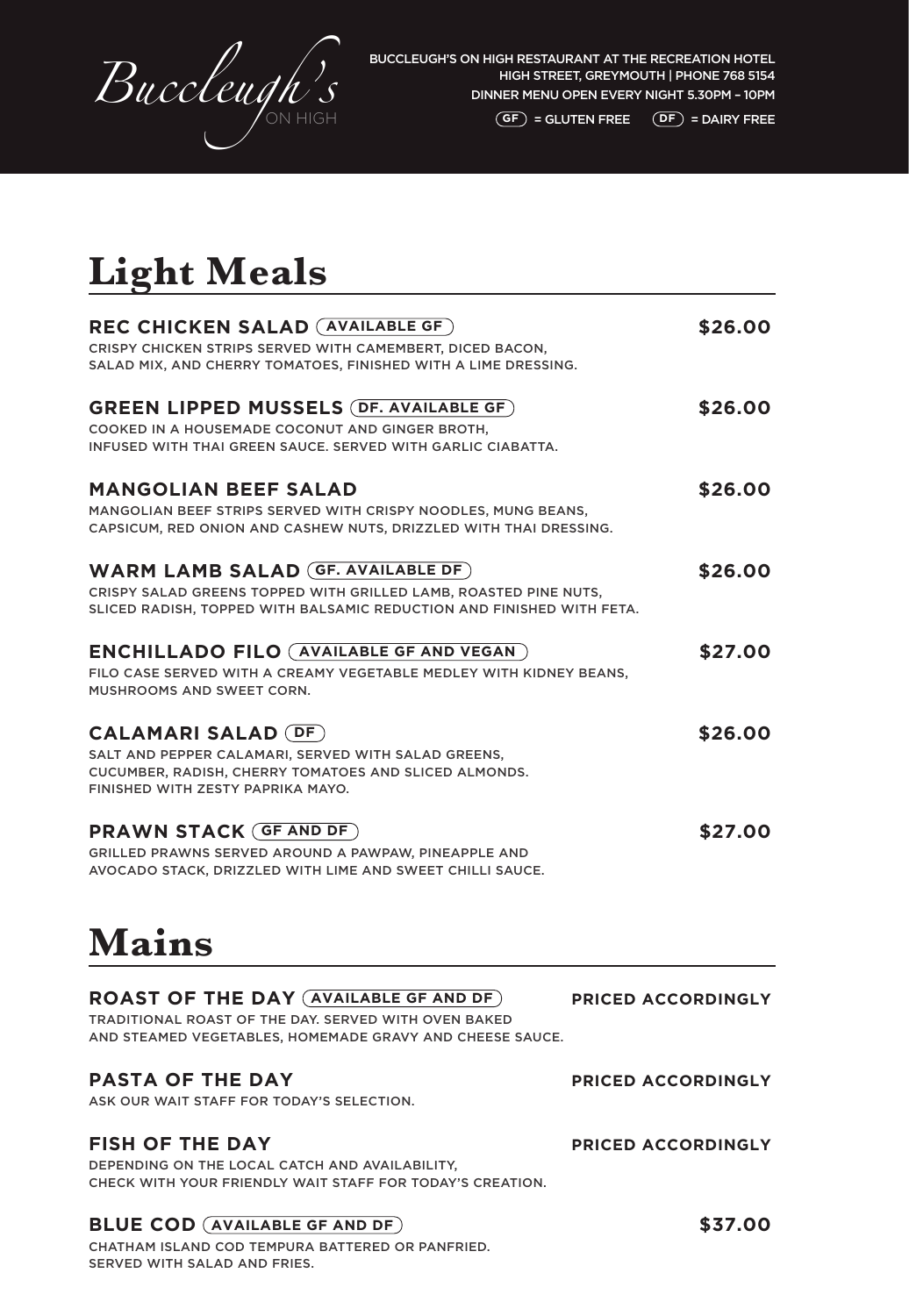# Buccleugh's ON HIGH

BUCCLEUGH'S ON HIGH RESTAURANT AT THE RECREATION HOTEL
HIGH STREET, GREYMOUTH | PHONE 768 5154
DINNER MENU OPEN EVERY NIGHT 5.30PM – 10PM

(GF) = GLUTEN FREE (DF) = DAIRY FREE

## Light Meals

**REC CHICKEN SALAD** (AVAILABLE GF) — **$26.00**
CRISPY CHICKEN STRIPS SERVED WITH CAMEMBERT, DICED BACON, SALAD MIX, AND CHERRY TOMATOES, FINISHED WITH A LIME DRESSING.

**GREEN LIPPED MUSSELS** (DF. AVAILABLE GF) — **$26.00**
COOKED IN A HOUSEMADE COCONUT AND GINGER BROTH, INFUSED WITH THAI GREEN SAUCE. SERVED WITH GARLIC CIABATTA.

**MANGOLIAN BEEF SALAD** — **$26.00**
MANGOLIAN BEEF STRIPS SERVED WITH CRISPY NOODLES, MUNG BEANS, CAPSICUM, RED ONION AND CASHEW NUTS, DRIZZLED WITH THAI DRESSING.

**WARM LAMB SALAD** (GF. AVAILABLE DF) — **$26.00**
CRISPY SALAD GREENS TOPPED WITH GRILLED LAMB, ROASTED PINE NUTS, SLICED RADISH, TOPPED WITH BALSAMIC REDUCTION AND FINISHED WITH FETA.

**ENCHILLADO FILO** (AVAILABLE GF AND VEGAN) — **$27.00**
FILO CASE SERVED WITH A CREAMY VEGETABLE MEDLEY WITH KIDNEY BEANS, MUSHROOMS AND SWEET CORN.

**CALAMARI SALAD** (DF) — **$26.00**
SALT AND PEPPER CALAMARI, SERVED WITH SALAD GREENS, CUCUMBER, RADISH, CHERRY TOMATOES AND SLICED ALMONDS. FINISHED WITH ZESTY PAPRIKA MAYO.

**PRAWN STACK** (GF AND DF) — **$27.00**
GRILLED PRAWNS SERVED AROUND A PAWPAW, PINEAPPLE AND AVOCADO STACK, DRIZZLED WITH LIME AND SWEET CHILLI SAUCE.

## Mains

**ROAST OF THE DAY** (AVAILABLE GF AND DF) — **PRICED ACCORDINGLY**
TRADITIONAL ROAST OF THE DAY. SERVED WITH OVEN BAKED AND STEAMED VEGETABLES, HOMEMADE GRAVY AND CHEESE SAUCE.

**PASTA OF THE DAY** — **PRICED ACCORDINGLY**
ASK OUR WAIT STAFF FOR TODAY'S SELECTION.

**FISH OF THE DAY** — **PRICED ACCORDINGLY**
DEPENDING ON THE LOCAL CATCH AND AVAILABILITY, CHECK WITH YOUR FRIENDLY WAIT STAFF FOR TODAY'S CREATION.

**BLUE COD** (AVAILABLE GF AND DF) — **$37.00**
CHATHAM ISLAND COD TEMPURA BATTERED OR PANFRIED. SERVED WITH SALAD AND FRIES.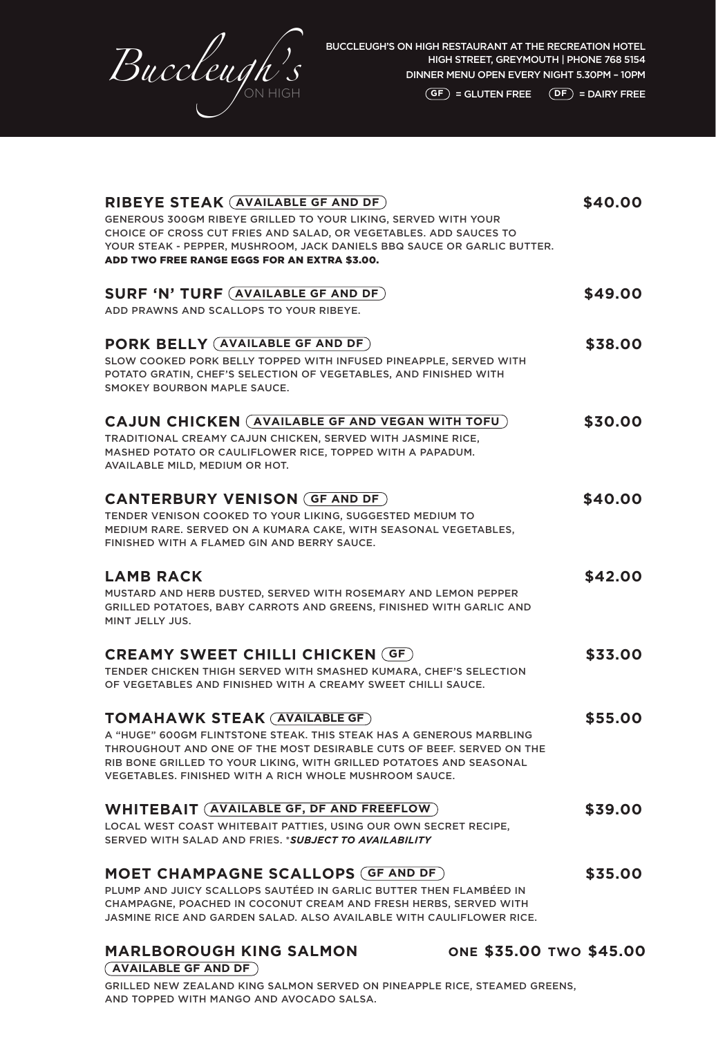# Buccleugh's ON HIGH

BUCCLEUGH'S ON HIGH RESTAURANT AT THE RECREATION HOTEL
HIGH STREET, GREYMOUTH | PHONE 768 5154
DINNER MENU OPEN EVERY NIGHT 5.30PM – 10PM
(GF) = GLUTEN FREE (DF) = DAIRY FREE

## RIBEYE STEAK (AVAILABLE GF AND DF) — $40.00

GENEROUS 300GM RIBEYE GRILLED TO YOUR LIKING, SERVED WITH YOUR CHOICE OF CROSS CUT FRIES AND SALAD, OR VEGETABLES. ADD SAUCES TO YOUR STEAK - PEPPER, MUSHROOM, JACK DANIELS BBQ SAUCE OR GARLIC BUTTER.
**ADD TWO FREE RANGE EGGS FOR AN EXTRA $3.00.**

## SURF 'N' TURF (AVAILABLE GF AND DF) — $49.00

ADD PRAWNS AND SCALLOPS TO YOUR RIBEYE.

## PORK BELLY (AVAILABLE GF AND DF) — $38.00

SLOW COOKED PORK BELLY TOPPED WITH INFUSED PINEAPPLE, SERVED WITH POTATO GRATIN, CHEF'S SELECTION OF VEGETABLES, AND FINISHED WITH SMOKEY BOURBON MAPLE SAUCE.

## CAJUN CHICKEN (AVAILABLE GF AND VEGAN WITH TOFU) — $30.00

TRADITIONAL CREAMY CAJUN CHICKEN, SERVED WITH JASMINE RICE, MASHED POTATO OR CAULIFLOWER RICE, TOPPED WITH A PAPADUM. AVAILABLE MILD, MEDIUM OR HOT.

## CANTERBURY VENISON (GF AND DF) — $40.00

TENDER VENISON COOKED TO YOUR LIKING, SUGGESTED MEDIUM TO MEDIUM RARE. SERVED ON A KUMARA CAKE, WITH SEASONAL VEGETABLES, FINISHED WITH A FLAMED GIN AND BERRY SAUCE.

## LAMB RACK — $42.00

MUSTARD AND HERB DUSTED, SERVED WITH ROSEMARY AND LEMON PEPPER GRILLED POTATOES, BABY CARROTS AND GREENS, FINISHED WITH GARLIC AND MINT JELLY JUS.

## CREAMY SWEET CHILLI CHICKEN (GF) — $33.00

TENDER CHICKEN THIGH SERVED WITH SMASHED KUMARA, CHEF'S SELECTION OF VEGETABLES AND FINISHED WITH A CREAMY SWEET CHILLI SAUCE.

## TOMAHAWK STEAK (AVAILABLE GF) — $55.00

A "HUGE" 600GM FLINTSTONE STEAK. THIS STEAK HAS A GENEROUS MARBLING THROUGHOUT AND ONE OF THE MOST DESIRABLE CUTS OF BEEF. SERVED ON THE RIB BONE GRILLED TO YOUR LIKING, WITH GRILLED POTATOES AND SEASONAL VEGETABLES. FINISHED WITH A RICH WHOLE MUSHROOM SAUCE.

## WHITEBAIT (AVAILABLE GF, DF AND FREEFLOW) — $39.00

LOCAL WEST COAST WHITEBAIT PATTIES, USING OUR OWN SECRET RECIPE, SERVED WITH SALAD AND FRIES. ****SUBJECT TO AVAILABILITY***

## MOET CHAMPAGNE SCALLOPS (GF AND DF) — $35.00

PLUMP AND JUICY SCALLOPS SAUTÉED IN GARLIC BUTTER THEN FLAMBÉED IN CHAMPAGNE, POACHED IN COCONUT CREAM AND FRESH HERBS, SERVED WITH JASMINE RICE AND GARDEN SALAD. ALSO AVAILABLE WITH CAULIFLOWER RICE.

## MARLBOROUGH KING SALMON (AVAILABLE GF AND DF) — ONE $35.00 TWO $45.00

GRILLED NEW ZEALAND KING SALMON SERVED ON PINEAPPLE RICE, STEAMED GREENS, AND TOPPED WITH MANGO AND AVOCADO SALSA.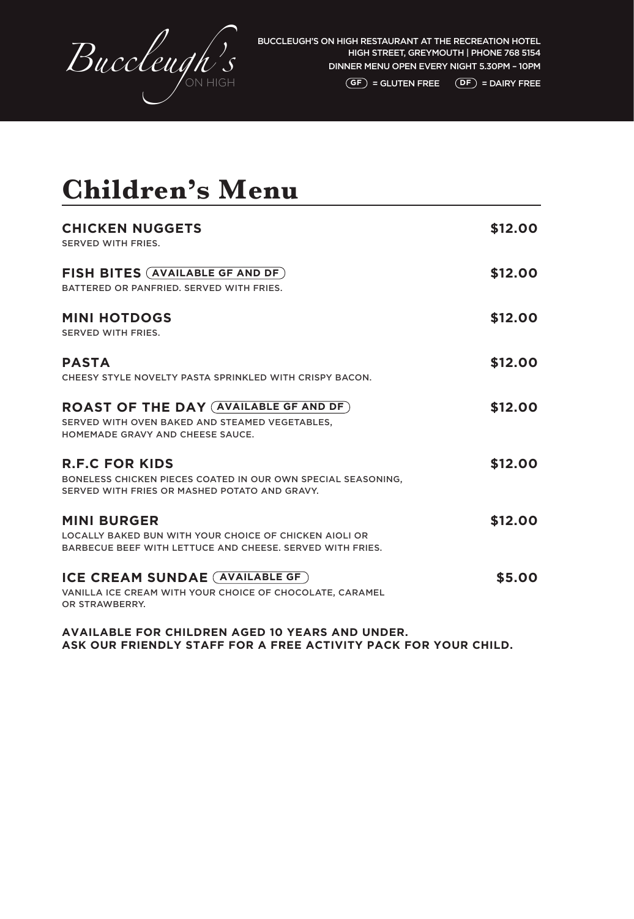Buccleugh's ON HIGH

BUCCLEUGH'S ON HIGH RESTAURANT AT THE RECREATION HOTEL
HIGH STREET, GREYMOUTH | PHONE 768 5154
DINNER MENU OPEN EVERY NIGHT 5.30PM – 10PM
(GF) = GLUTEN FREE (DF) = DAIRY FREE

# Children's Menu

**CHICKEN NUGGETS** **$12.00**
SERVED WITH FRIES.

**FISH BITES** (AVAILABLE GF AND DF) **$12.00**
BATTERED OR PANFRIED. SERVED WITH FRIES.

**MINI HOTDOGS** **$12.00**
SERVED WITH FRIES.

**PASTA** **$12.00**
CHEESY STYLE NOVELTY PASTA SPRINKLED WITH CRISPY BACON.

**ROAST OF THE DAY** (AVAILABLE GF AND DF) **$12.00**
SERVED WITH OVEN BAKED AND STEAMED VEGETABLES, HOMEMADE GRAVY AND CHEESE SAUCE.

**R.F.C FOR KIDS** **$12.00**
BONELESS CHICKEN PIECES COATED IN OUR OWN SPECIAL SEASONING, SERVED WITH FRIES OR MASHED POTATO AND GRAVY.

**MINI BURGER** **$12.00**
LOCALLY BAKED BUN WITH YOUR CHOICE OF CHICKEN AIOLI OR BARBECUE BEEF WITH LETTUCE AND CHEESE. SERVED WITH FRIES.

**ICE CREAM SUNDAE** (AVAILABLE GF) **$5.00**
VANILLA ICE CREAM WITH YOUR CHOICE OF CHOCOLATE, CARAMEL OR STRAWBERRY.

**AVAILABLE FOR CHILDREN AGED 10 YEARS AND UNDER.**
**ASK OUR FRIENDLY STAFF FOR A FREE ACTIVITY PACK FOR YOUR CHILD.**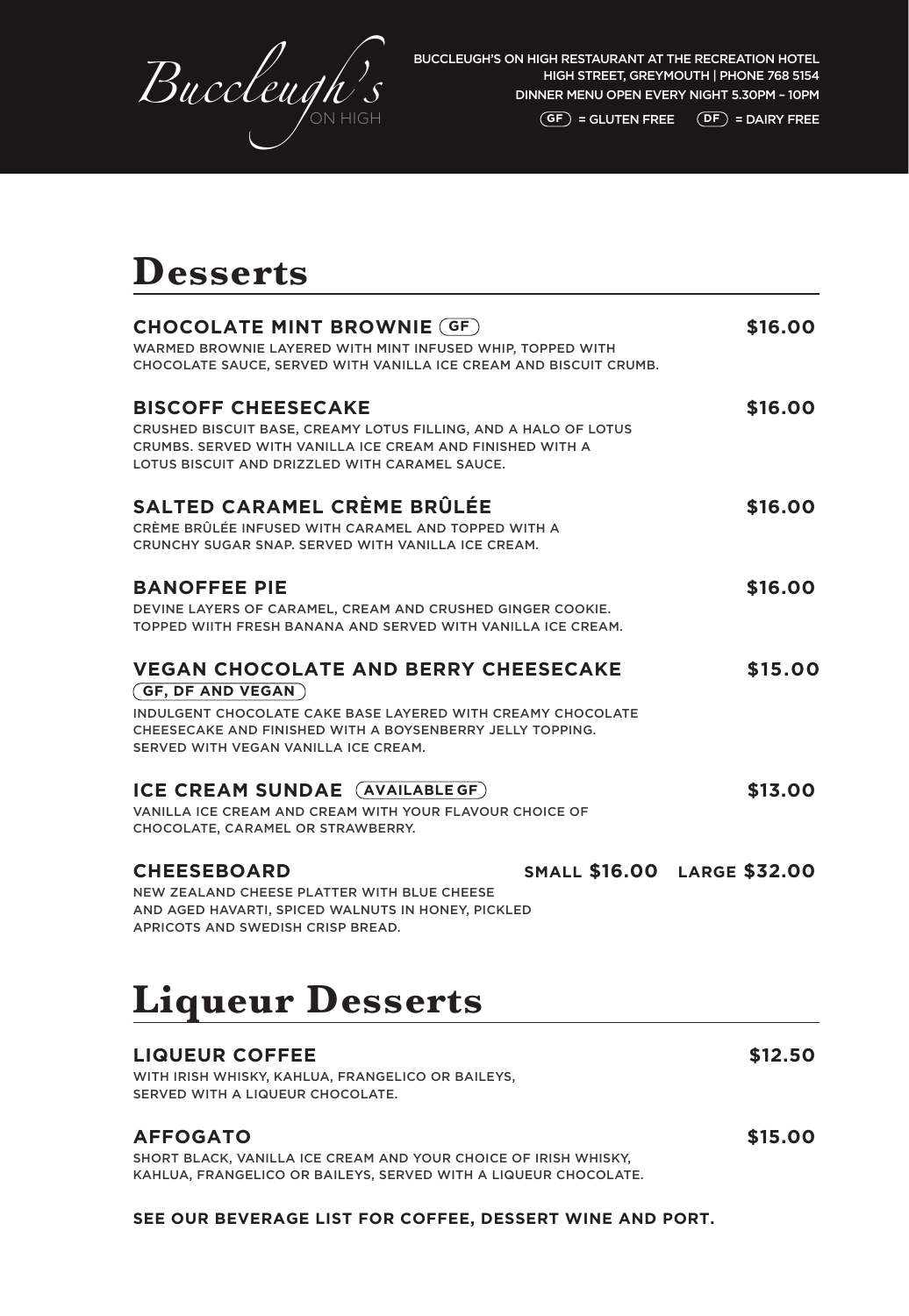Buccleugh's ON HIGH

BUCCLEUGH'S ON HIGH RESTAURANT AT THE RECREATION HOTEL
HIGH STREET, GREYMOUTH | PHONE 768 5154
DINNER MENU OPEN EVERY NIGHT 5.30PM – 10PM
(GF) = GLUTEN FREE (DF) = DAIRY FREE

# Desserts

**CHOCOLATE MINT BROWNIE (GF)** **$16.00**
WARMED BROWNIE LAYERED WITH MINT INFUSED WHIP, TOPPED WITH CHOCOLATE SAUCE, SERVED WITH VANILLA ICE CREAM AND BISCUIT CRUMB.

**BISCOFF CHEESECAKE** **$16.00**
CRUSHED BISCUIT BASE, CREAMY LOTUS FILLING, AND A HALO OF LOTUS CRUMBS. SERVED WITH VANILLA ICE CREAM AND FINISHED WITH A LOTUS BISCUIT AND DRIZZLED WITH CARAMEL SAUCE.

**SALTED CARAMEL CRÈME BRÛLÉE** **$16.00**
CRÈME BRÛLÉE INFUSED WITH CARAMEL AND TOPPED WITH A CRUNCHY SUGAR SNAP. SERVED WITH VANILLA ICE CREAM.

**BANOFFEE PIE** **$16.00**
DEVINE LAYERS OF CARAMEL, CREAM AND CRUSHED GINGER COOKIE. TOPPED WIITH FRESH BANANA AND SERVED WITH VANILLA ICE CREAM.

**VEGAN CHOCOLATE AND BERRY CHEESECAKE** **$15.00**
**(GF, DF AND VEGAN)**
INDULGENT CHOCOLATE CAKE BASE LAYERED WITH CREAMY CHOCOLATE CHEESECAKE AND FINISHED WITH A BOYSENBERRY JELLY TOPPING. SERVED WITH VEGAN VANILLA ICE CREAM.

**ICE CREAM SUNDAE (AVAILABLE GF)** **$13.00**
VANILLA ICE CREAM AND CREAM WITH YOUR FLAVOUR CHOICE OF CHOCOLATE, CARAMEL OR STRAWBERRY.

**CHEESEBOARD** **SMALL $16.00 LARGE $32.00**
NEW ZEALAND CHEESE PLATTER WITH BLUE CHEESE AND AGED HAVARTI, SPICED WALNUTS IN HONEY, PICKLED APRICOTS AND SWEDISH CRISP BREAD.

# Liqueur Desserts

**LIQUEUR COFFEE** **$12.50**
WITH IRISH WHISKY, KAHLUA, FRANGELICO OR BAILEYS, SERVED WITH A LIQUEUR CHOCOLATE.

**AFFOGATO** **$15.00**
SHORT BLACK, VANILLA ICE CREAM AND YOUR CHOICE OF IRISH WHISKY, KAHLUA, FRANGELICO OR BAILEYS, SERVED WITH A LIQUEUR CHOCOLATE.

**SEE OUR BEVERAGE LIST FOR COFFEE, DESSERT WINE AND PORT.**